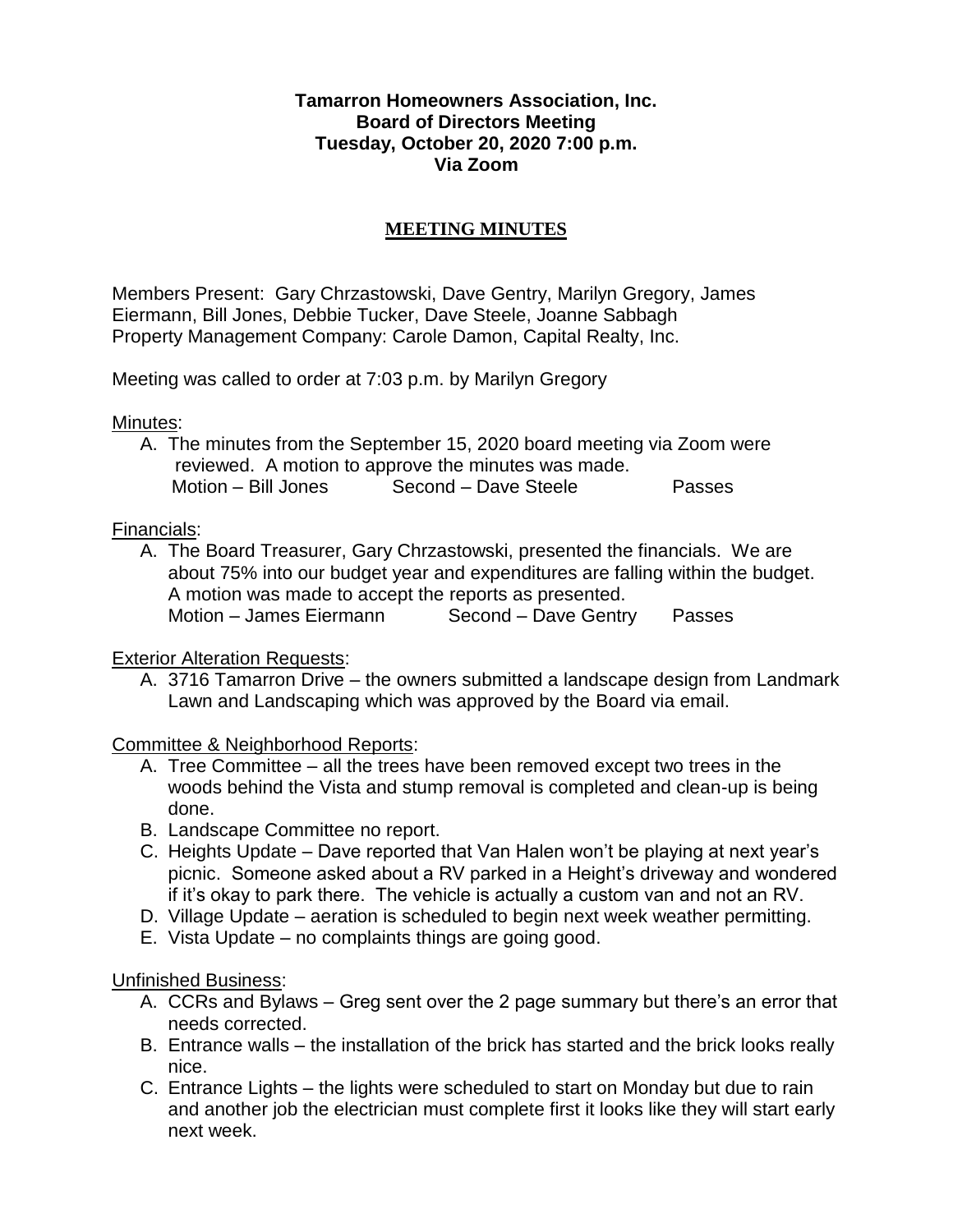**Tamarron Homeowners Association, Inc.**
**Board of Directors Meeting**
**Tuesday, October 20, 2020 7:00 p.m.**
**Via Zoom**

# MEETING MINUTES

Members Present: Gary Chrzastowski, Dave Gentry, Marilyn Gregory, James Eiermann, Bill Jones, Debbie Tucker, Dave Steele, Joanne Sabbagh
Property Management Company: Carole Damon, Capital Realty, Inc.

Meeting was called to order at 7:03 p.m. by Marilyn Gregory

## Minutes:

A. The minutes from the September 15, 2020 board meeting via Zoom were reviewed. A motion to approve the minutes was made.
Motion – Bill Jones Second – Dave Steele Passes

## Financials:

A. The Board Treasurer, Gary Chrzastowski, presented the financials. We are about 75% into our budget year and expenditures are falling within the budget. A motion was made to accept the reports as presented.
Motion – James Eiermann Second – Dave Gentry Passes

## Exterior Alteration Requests:

A. 3716 Tamarron Drive – the owners submitted a landscape design from Landmark Lawn and Landscaping which was approved by the Board via email.

## Committee & Neighborhood Reports:

A. Tree Committee – all the trees have been removed except two trees in the woods behind the Vista and stump removal is completed and clean-up is being done.
B. Landscape Committee no report.
C. Heights Update – Dave reported that Van Halen won't be playing at next year's picnic. Someone asked about a RV parked in a Height's driveway and wondered if it's okay to park there. The vehicle is actually a custom van and not an RV.
D. Village Update – aeration is scheduled to begin next week weather permitting.
E. Vista Update – no complaints things are going good.

## Unfinished Business:

A. CCRs and Bylaws – Greg sent over the 2 page summary but there's an error that needs corrected.
B. Entrance walls – the installation of the brick has started and the brick looks really nice.
C. Entrance Lights – the lights were scheduled to start on Monday but due to rain and another job the electrician must complete first it looks like they will start early next week.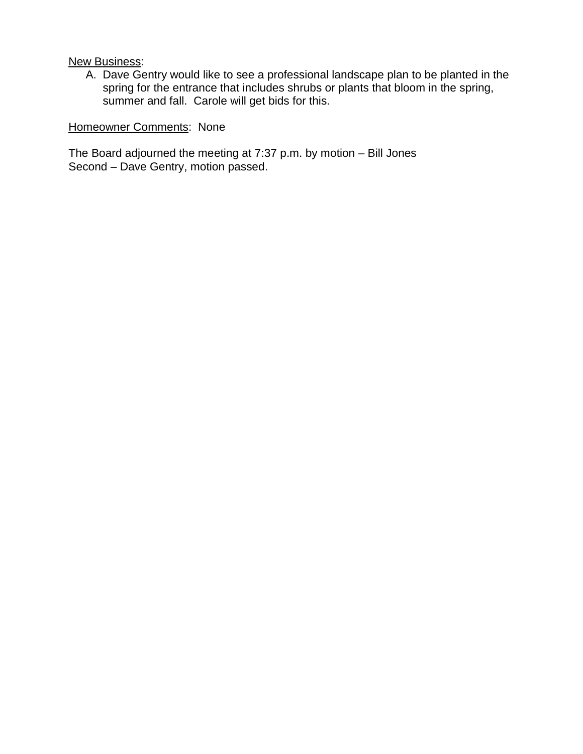New Business:

A. Dave Gentry would like to see a professional landscape plan to be planted in the spring for the entrance that includes shrubs or plants that bloom in the spring, summer and fall. Carole will get bids for this.

Homeowner Comments: None

The Board adjourned the meeting at 7:37 p.m. by motion – Bill Jones
Second – Dave Gentry, motion passed.